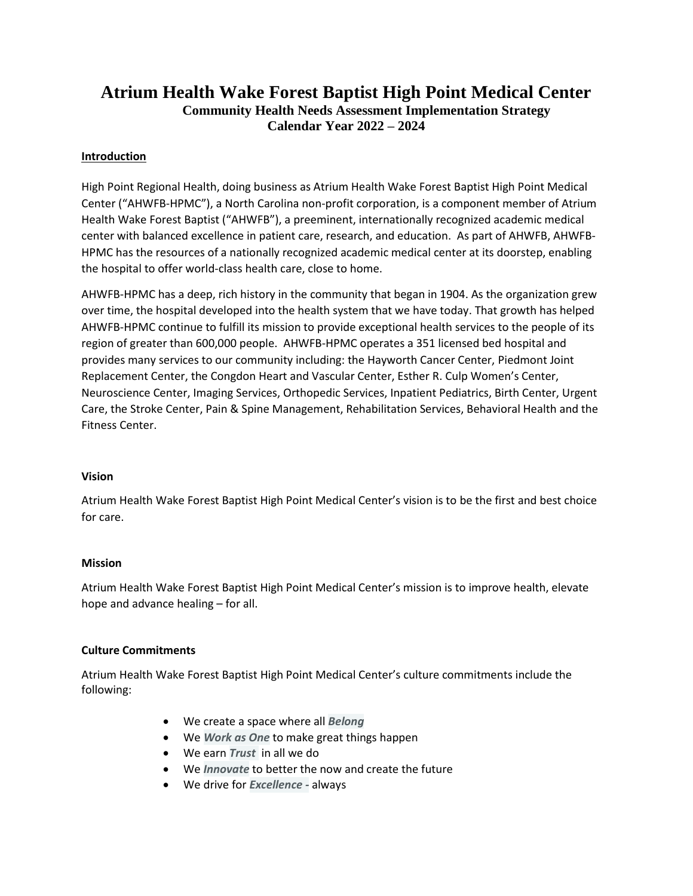# Atrium Health Wake Forest Baptist High Point Medical Center

## Community Health Needs Assessment Implementation Strategy
## Calendar Year 2022 – 2024

### Introduction

High Point Regional Health, doing business as Atrium Health Wake Forest Baptist High Point Medical Center ("AHWFB-HPMC"), a North Carolina non-profit corporation, is a component member of Atrium Health Wake Forest Baptist ("AHWFB"), a preeminent, internationally recognized academic medical center with balanced excellence in patient care, research, and education. As part of AHWFB, AHWFB-HPMC has the resources of a nationally recognized academic medical center at its doorstep, enabling the hospital to offer world-class health care, close to home.

AHWFB-HPMC has a deep, rich history in the community that began in 1904. As the organization grew over time, the hospital developed into the health system that we have today. That growth has helped AHWFB-HPMC continue to fulfill its mission to provide exceptional health services to the people of its region of greater than 600,000 people. AHWFB-HPMC operates a 351 licensed bed hospital and provides many services to our community including: the Hayworth Cancer Center, Piedmont Joint Replacement Center, the Congdon Heart and Vascular Center, Esther R. Culp Women's Center, Neuroscience Center, Imaging Services, Orthopedic Services, Inpatient Pediatrics, Birth Center, Urgent Care, the Stroke Center, Pain & Spine Management, Rehabilitation Services, Behavioral Health and the Fitness Center.

### Vision

Atrium Health Wake Forest Baptist High Point Medical Center's vision is to be the first and best choice for care.

### Mission

Atrium Health Wake Forest Baptist High Point Medical Center's mission is to improve health, elevate hope and advance healing – for all.

### Culture Commitments

Atrium Health Wake Forest Baptist High Point Medical Center's culture commitments include the following:

- We create a space where all ***Belong***
- We ***Work as One*** to make great things happen
- We earn ***Trust*** in all we do
- We ***Innovate*** to better the now and create the future
- We drive for ***Excellence -*** always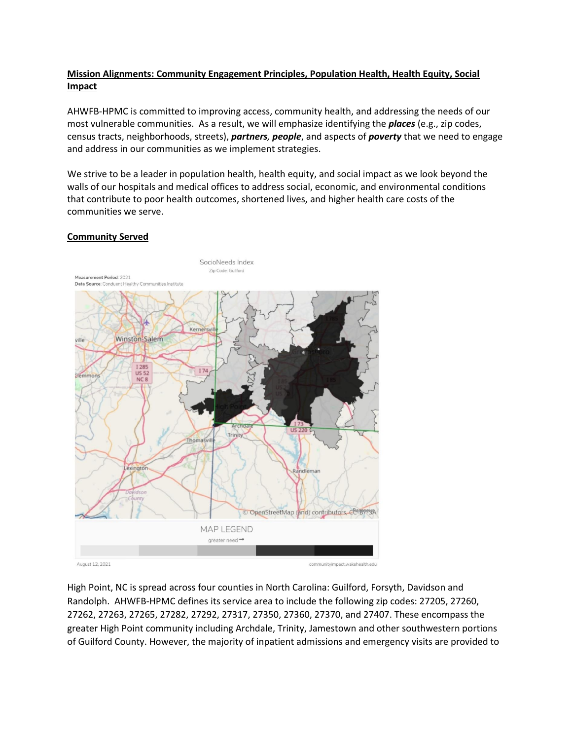**Mission Alignments: Community Engagement Principles, Population Health, Health Equity, Social Impact**

AHWFB-HPMC is committed to improving access, community health, and addressing the needs of our most vulnerable communities. As a result, we will emphasize identifying the ***places*** (e.g., zip codes, census tracts, neighborhoods, streets), ***partners, people***, and aspects of ***poverty*** that we need to engage and address in our communities as we implement strategies.

We strive to be a leader in population health, health equity, and social impact as we look beyond the walls of our hospitals and medical offices to address social, economic, and environmental conditions that contribute to poor health outcomes, shortened lives, and higher health care costs of the communities we serve.

**Community Served**

High Point, NC is spread across four counties in North Carolina: Guilford, Forsyth, Davidson and Randolph. AHWFB-HPMC defines its service area to include the following zip codes: 27205, 27260, 27262, 27263, 27265, 27282, 27292, 27317, 27350, 27360, 27370, and 27407. These encompass the greater High Point community including Archdale, Trinity, Jamestown and other southwestern portions of Guilford County. However, the majority of inpatient admissions and emergency visits are provided to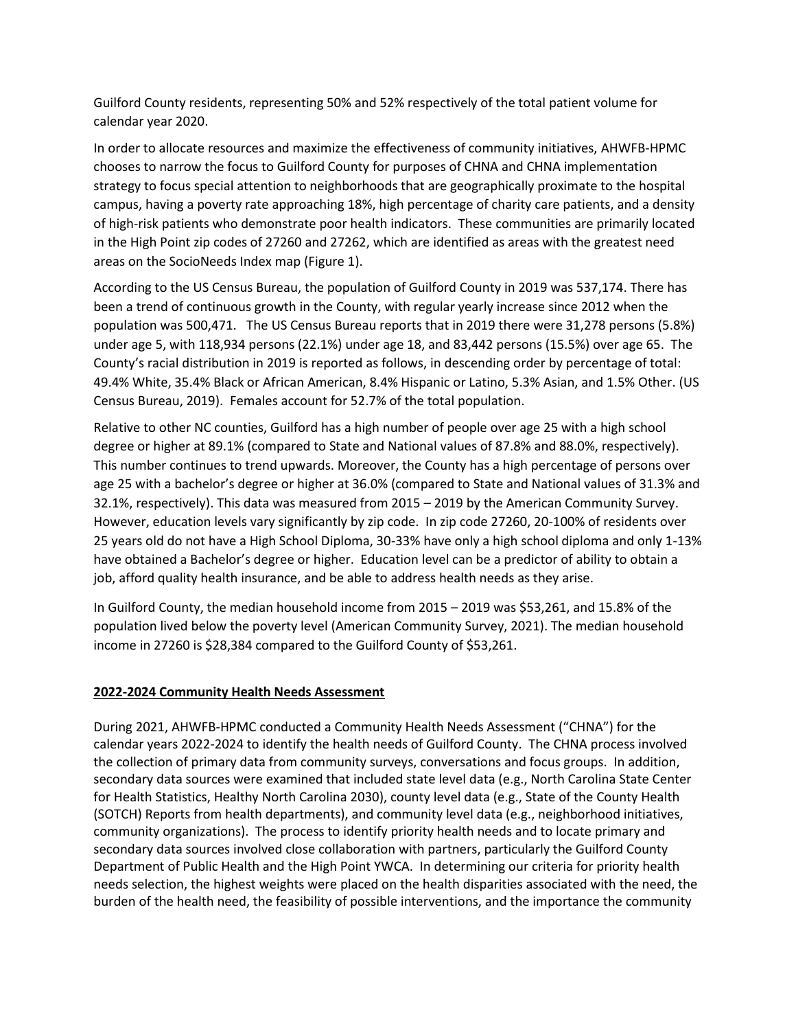Guilford County residents, representing 50% and 52% respectively of the total patient volume for calendar year 2020.

In order to allocate resources and maximize the effectiveness of community initiatives, AHWFB-HPMC chooses to narrow the focus to Guilford County for purposes of CHNA and CHNA implementation strategy to focus special attention to neighborhoods that are geographically proximate to the hospital campus, having a poverty rate approaching 18%, high percentage of charity care patients, and a density of high-risk patients who demonstrate poor health indicators. These communities are primarily located in the High Point zip codes of 27260 and 27262, which are identified as areas with the greatest need areas on the SocioNeeds Index map (Figure 1).

According to the US Census Bureau, the population of Guilford County in 2019 was 537,174. There has been a trend of continuous growth in the County, with regular yearly increase since 2012 when the population was 500,471. The US Census Bureau reports that in 2019 there were 31,278 persons (5.8%) under age 5, with 118,934 persons (22.1%) under age 18, and 83,442 persons (15.5%) over age 65. The County's racial distribution in 2019 is reported as follows, in descending order by percentage of total: 49.4% White, 35.4% Black or African American, 8.4% Hispanic or Latino, 5.3% Asian, and 1.5% Other. (US Census Bureau, 2019). Females account for 52.7% of the total population.

Relative to other NC counties, Guilford has a high number of people over age 25 with a high school degree or higher at 89.1% (compared to State and National values of 87.8% and 88.0%, respectively). This number continues to trend upwards. Moreover, the County has a high percentage of persons over age 25 with a bachelor's degree or higher at 36.0% (compared to State and National values of 31.3% and 32.1%, respectively). This data was measured from 2015 – 2019 by the American Community Survey. However, education levels vary significantly by zip code. In zip code 27260, 20-100% of residents over 25 years old do not have a High School Diploma, 30-33% have only a high school diploma and only 1-13% have obtained a Bachelor's degree or higher. Education level can be a predictor of ability to obtain a job, afford quality health insurance, and be able to address health needs as they arise.

In Guilford County, the median household income from 2015 – 2019 was $53,261, and 15.8% of the population lived below the poverty level (American Community Survey, 2021). The median household income in 27260 is $28,384 compared to the Guilford County of $53,261.

## 2022-2024 Community Health Needs Assessment

During 2021, AHWFB-HPMC conducted a Community Health Needs Assessment ("CHNA") for the calendar years 2022-2024 to identify the health needs of Guilford County. The CHNA process involved the collection of primary data from community surveys, conversations and focus groups. In addition, secondary data sources were examined that included state level data (e.g., North Carolina State Center for Health Statistics, Healthy North Carolina 2030), county level data (e.g., State of the County Health (SOTCH) Reports from health departments), and community level data (e.g., neighborhood initiatives, community organizations). The process to identify priority health needs and to locate primary and secondary data sources involved close collaboration with partners, particularly the Guilford County Department of Public Health and the High Point YWCA. In determining our criteria for priority health needs selection, the highest weights were placed on the health disparities associated with the need, the burden of the health need, the feasibility of possible interventions, and the importance the community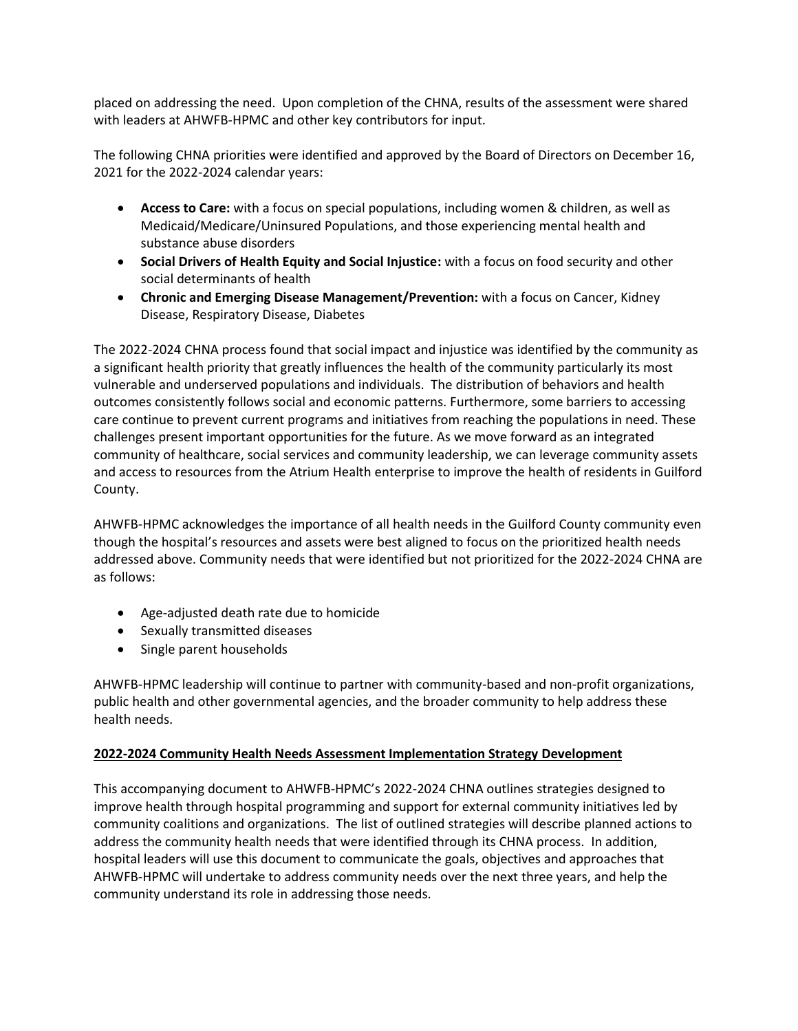placed on addressing the need. Upon completion of the CHNA, results of the assessment were shared with leaders at AHWFB-HPMC and other key contributors for input.

The following CHNA priorities were identified and approved by the Board of Directors on December 16, 2021 for the 2022-2024 calendar years:

- **Access to Care:** with a focus on special populations, including women & children, as well as Medicaid/Medicare/Uninsured Populations, and those experiencing mental health and substance abuse disorders
- **Social Drivers of Health Equity and Social Injustice:** with a focus on food security and other social determinants of health
- **Chronic and Emerging Disease Management/Prevention:** with a focus on Cancer, Kidney Disease, Respiratory Disease, Diabetes

The 2022-2024 CHNA process found that social impact and injustice was identified by the community as a significant health priority that greatly influences the health of the community particularly its most vulnerable and underserved populations and individuals. The distribution of behaviors and health outcomes consistently follows social and economic patterns. Furthermore, some barriers to accessing care continue to prevent current programs and initiatives from reaching the populations in need. These challenges present important opportunities for the future. As we move forward as an integrated community of healthcare, social services and community leadership, we can leverage community assets and access to resources from the Atrium Health enterprise to improve the health of residents in Guilford County.

AHWFB-HPMC acknowledges the importance of all health needs in the Guilford County community even though the hospital's resources and assets were best aligned to focus on the prioritized health needs addressed above. Community needs that were identified but not prioritized for the 2022-2024 CHNA are as follows:

- Age-adjusted death rate due to homicide
- Sexually transmitted diseases
- Single parent households

AHWFB-HPMC leadership will continue to partner with community-based and non-profit organizations, public health and other governmental agencies, and the broader community to help address these health needs.

## 2022-2024 Community Health Needs Assessment Implementation Strategy Development

This accompanying document to AHWFB-HPMC's 2022-2024 CHNA outlines strategies designed to improve health through hospital programming and support for external community initiatives led by community coalitions and organizations. The list of outlined strategies will describe planned actions to address the community health needs that were identified through its CHNA process. In addition, hospital leaders will use this document to communicate the goals, objectives and approaches that AHWFB-HPMC will undertake to address community needs over the next three years, and help the community understand its role in addressing those needs.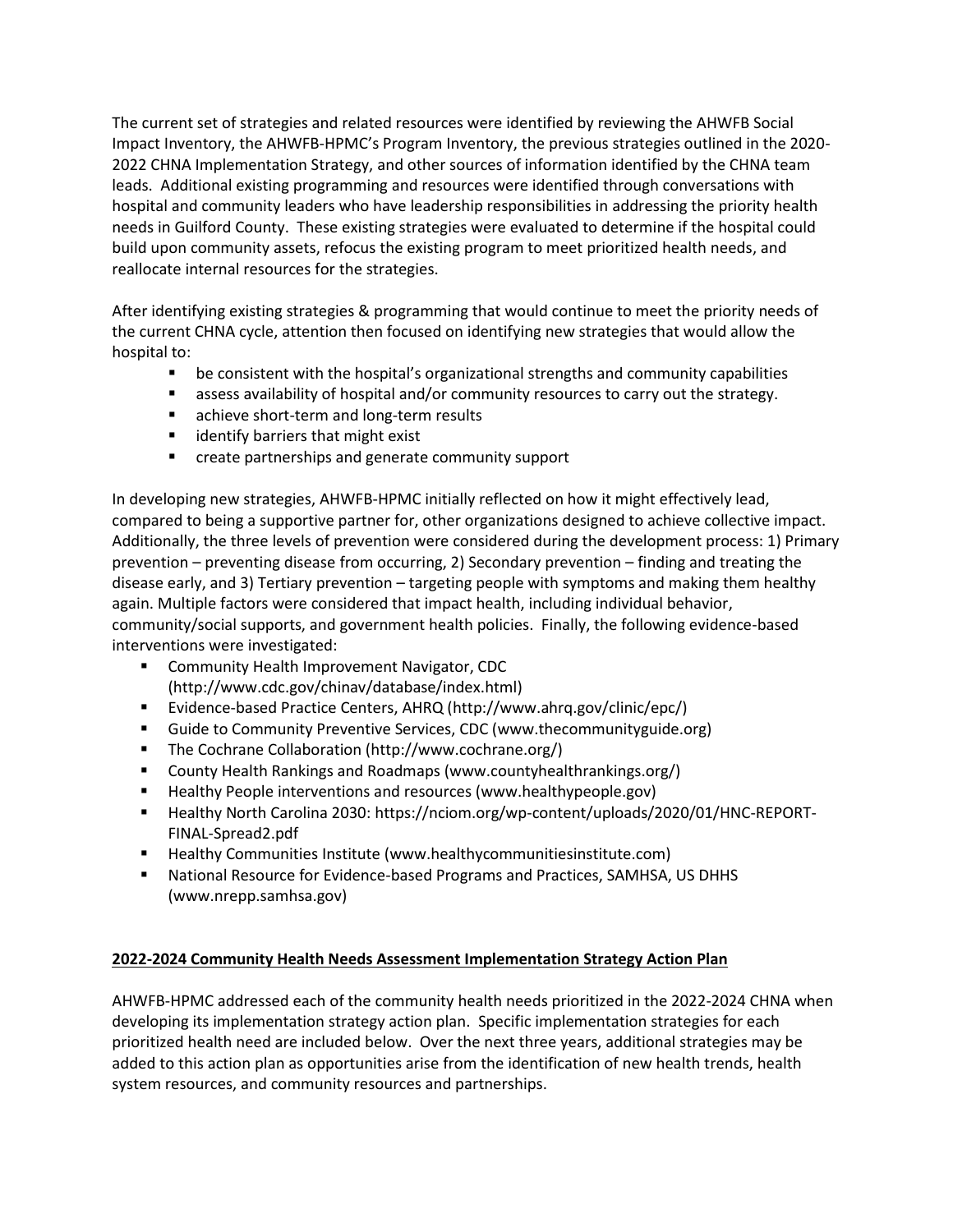The current set of strategies and related resources were identified by reviewing the AHWFB Social Impact Inventory, the AHWFB-HPMC's Program Inventory, the previous strategies outlined in the 2020-2022 CHNA Implementation Strategy, and other sources of information identified by the CHNA team leads. Additional existing programming and resources were identified through conversations with hospital and community leaders who have leadership responsibilities in addressing the priority health needs in Guilford County. These existing strategies were evaluated to determine if the hospital could build upon community assets, refocus the existing program to meet prioritized health needs, and reallocate internal resources for the strategies.

After identifying existing strategies & programming that would continue to meet the priority needs of the current CHNA cycle, attention then focused on identifying new strategies that would allow the hospital to:

- be consistent with the hospital's organizational strengths and community capabilities
- assess availability of hospital and/or community resources to carry out the strategy.
- achieve short-term and long-term results
- identify barriers that might exist
- create partnerships and generate community support

In developing new strategies, AHWFB-HPMC initially reflected on how it might effectively lead, compared to being a supportive partner for, other organizations designed to achieve collective impact. Additionally, the three levels of prevention were considered during the development process: 1) Primary prevention – preventing disease from occurring, 2) Secondary prevention – finding and treating the disease early, and 3) Tertiary prevention – targeting people with symptoms and making them healthy again. Multiple factors were considered that impact health, including individual behavior, community/social supports, and government health policies. Finally, the following evidence-based interventions were investigated:

- Community Health Improvement Navigator, CDC (http://www.cdc.gov/chinav/database/index.html)
- Evidence-based Practice Centers, AHRQ (http://www.ahrq.gov/clinic/epc/)
- Guide to Community Preventive Services, CDC (www.thecommunityguide.org)
- The Cochrane Collaboration (http://www.cochrane.org/)
- County Health Rankings and Roadmaps (www.countyhealthrankings.org/)
- Healthy People interventions and resources (www.healthypeople.gov)
- Healthy North Carolina 2030: https://nciom.org/wp-content/uploads/2020/01/HNC-REPORT-FINAL-Spread2.pdf
- Healthy Communities Institute (www.healthycommunitiesinstitute.com)
- National Resource for Evidence-based Programs and Practices, SAMHSA, US DHHS (www.nrepp.samhsa.gov)

## 2022-2024 Community Health Needs Assessment Implementation Strategy Action Plan

AHWFB-HPMC addressed each of the community health needs prioritized in the 2022-2024 CHNA when developing its implementation strategy action plan. Specific implementation strategies for each prioritized health need are included below. Over the next three years, additional strategies may be added to this action plan as opportunities arise from the identification of new health trends, health system resources, and community resources and partnerships.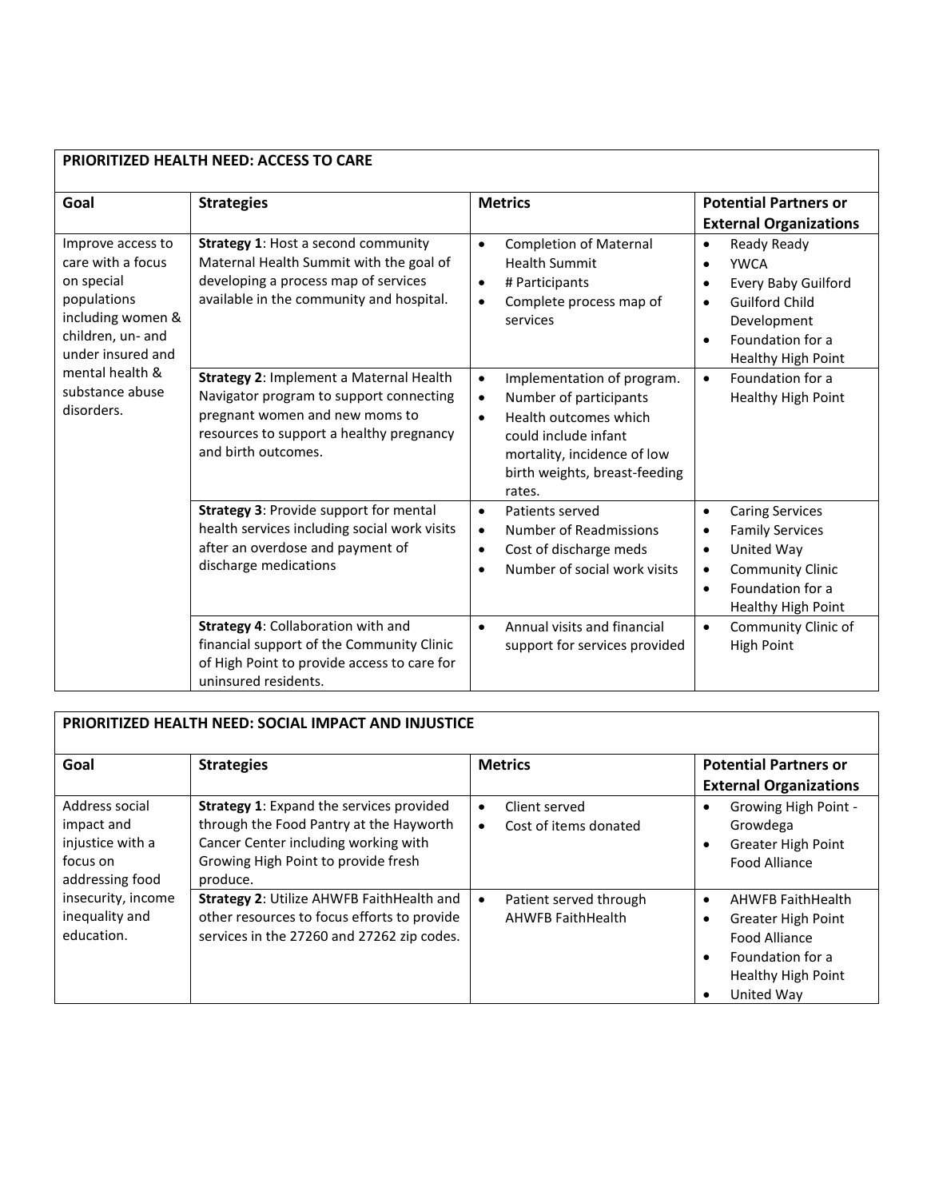| PRIORITIZED HEALTH NEED: ACCESS TO CARE | | | |
|---|---|---|---|
| **Goal** | **Strategies** | **Metrics** | **Potential Partners or External Organizations** |
| Improve access to care with a focus on special populations including women & children, un- and under insured and mental health & substance abuse disorders. | **Strategy 1**: Host a second community Maternal Health Summit with the goal of developing a process map of services available in the community and hospital. | • Completion of Maternal Health Summit<br>• # Participants<br>• Complete process map of services | • Ready Ready<br>• YWCA<br>• Every Baby Guilford<br>• Guilford Child Development<br>• Foundation for a Healthy High Point |
| | **Strategy 2**: Implement a Maternal Health Navigator program to support connecting pregnant women and new moms to resources to support a healthy pregnancy and birth outcomes. | • Implementation of program.<br>• Number of participants<br>• Health outcomes which could include infant mortality, incidence of low birth weights, breast-feeding rates. | • Foundation for a Healthy High Point |
| | **Strategy 3**: Provide support for mental health services including social work visits after an overdose and payment of discharge medications | • Patients served<br>• Number of Readmissions<br>• Cost of discharge meds<br>• Number of social work visits | • Caring Services<br>• Family Services<br>• United Way<br>• Community Clinic<br>• Foundation for a Healthy High Point |
| | **Strategy 4**: Collaboration with and financial support of the Community Clinic of High Point to provide access to care for uninsured residents. | • Annual visits and financial support for services provided | • Community Clinic of High Point |

| PRIORITIZED HEALTH NEED: SOCIAL IMPACT AND INJUSTICE | | | |
|---|---|---|---|
| **Goal** | **Strategies** | **Metrics** | **Potential Partners or External Organizations** |
| Address social impact and injustice with a focus on addressing food insecurity, income inequality and education. | **Strategy 1**: Expand the services provided through the Food Pantry at the Hayworth Cancer Center including working with Growing High Point to provide fresh produce. | • Client served<br>• Cost of items donated | • Growing High Point - Growdega<br>• Greater High Point Food Alliance |
| | **Strategy 2**: Utilize AHWFB FaithHealth and other resources to focus efforts to provide services in the 27260 and 27262 zip codes. | • Patient served through AHWFB FaithHealth | • AHWFB FaithHealth<br>• Greater High Point Food Alliance<br>• Foundation for a Healthy High Point<br>• United Way |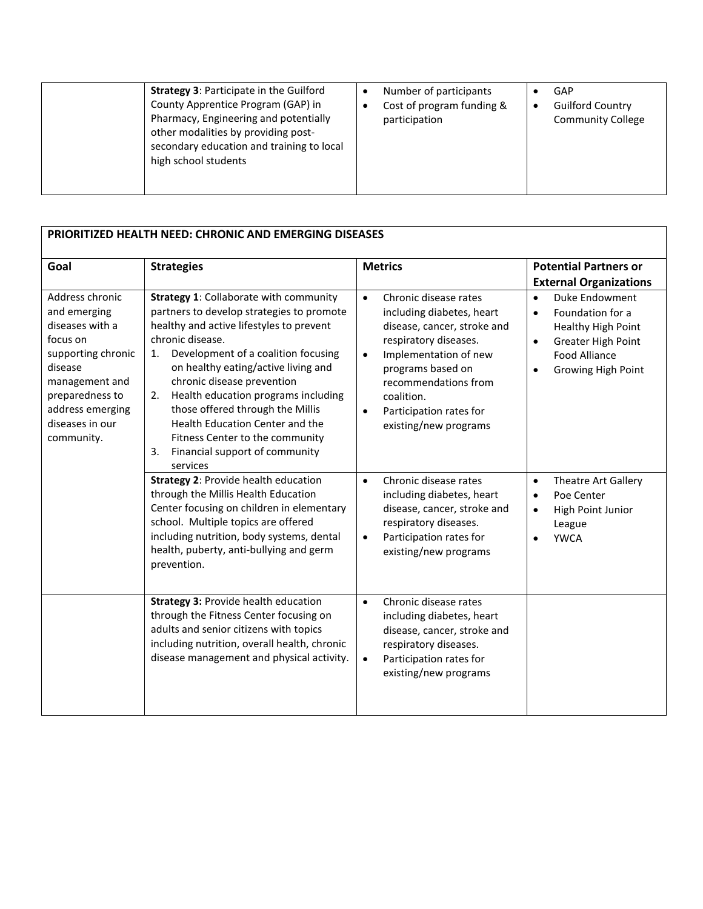| | | | |
|---|---|---|---|
| | **Strategy 3**: Participate in the Guilford County Apprentice Program (GAP) in Pharmacy, Engineering and potentially other modalities by providing post-secondary education and training to local high school students | • Number of participants<br>• Cost of program funding & participation | • GAP<br>• Guilford Country Community College |

| **PRIORITIZED HEALTH NEED: CHRONIC AND EMERGING DISEASES** | | | |
|---|---|---|---|
| **Goal** | **Strategies** | **Metrics** | **Potential Partners or External Organizations** |
| Address chronic and emerging diseases with a focus on supporting chronic disease management and preparedness to address emerging diseases in our community. | **Strategy 1**: Collaborate with community partners to develop strategies to promote healthy and active lifestyles to prevent chronic disease.<br>1. Development of a coalition focusing on healthy eating/active living and chronic disease prevention<br>2. Health education programs including those offered through the Millis Health Education Center and the Fitness Center to the community<br>3. Financial support of community services | • Chronic disease rates including diabetes, heart disease, cancer, stroke and respiratory diseases.<br>• Implementation of new programs based on recommendations from coalition.<br>• Participation rates for existing/new programs | • Duke Endowment<br>• Foundation for a Healthy High Point<br>• Greater High Point Food Alliance<br>• Growing High Point |
| | **Strategy 2**: Provide health education through the Millis Health Education Center focusing on children in elementary school. Multiple topics are offered including nutrition, body systems, dental health, puberty, anti-bullying and germ prevention. | • Chronic disease rates including diabetes, heart disease, cancer, stroke and respiratory diseases.<br>• Participation rates for existing/new programs | • Theatre Art Gallery<br>• Poe Center<br>• High Point Junior League<br>• YWCA |
| | **Strategy 3:** Provide health education through the Fitness Center focusing on adults and senior citizens with topics including nutrition, overall health, chronic disease management and physical activity. | • Chronic disease rates including diabetes, heart disease, cancer, stroke and respiratory diseases.<br>• Participation rates for existing/new programs | |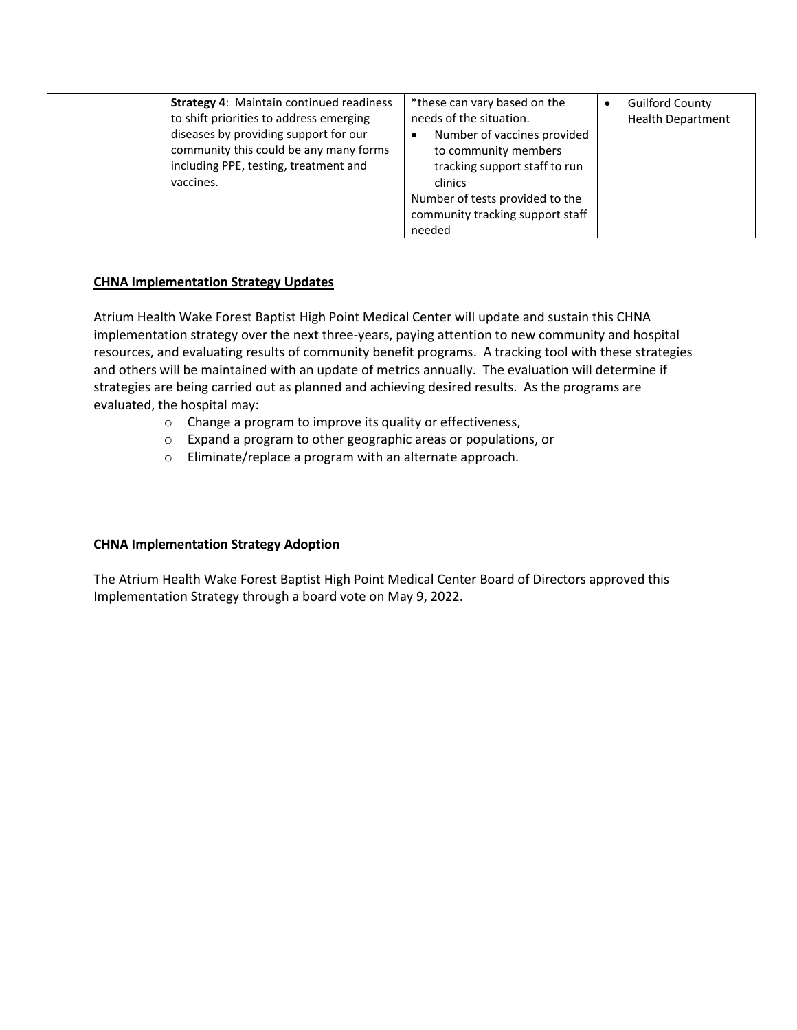| | | | |
|---|---|---|---|
| | **Strategy 4**: Maintain continued readiness to shift priorities to address emerging diseases by providing support for our community this could be any many forms including PPE, testing, treatment and vaccines. | *these can vary based on the needs of the situation.<br>• Number of vaccines provided to community members tracking support staff to run clinics<br>Number of tests provided to the community tracking support staff needed | • Guilford County Health Department |

**CHNA Implementation Strategy Updates**

Atrium Health Wake Forest Baptist High Point Medical Center will update and sustain this CHNA implementation strategy over the next three-years, paying attention to new community and hospital resources, and evaluating results of community benefit programs. A tracking tool with these strategies and others will be maintained with an update of metrics annually. The evaluation will determine if strategies are being carried out as planned and achieving desired results. As the programs are evaluated, the hospital may:

- Change a program to improve its quality or effectiveness,
- Expand a program to other geographic areas or populations, or
- Eliminate/replace a program with an alternate approach.

**CHNA Implementation Strategy Adoption**

The Atrium Health Wake Forest Baptist High Point Medical Center Board of Directors approved this Implementation Strategy through a board vote on May 9, 2022.